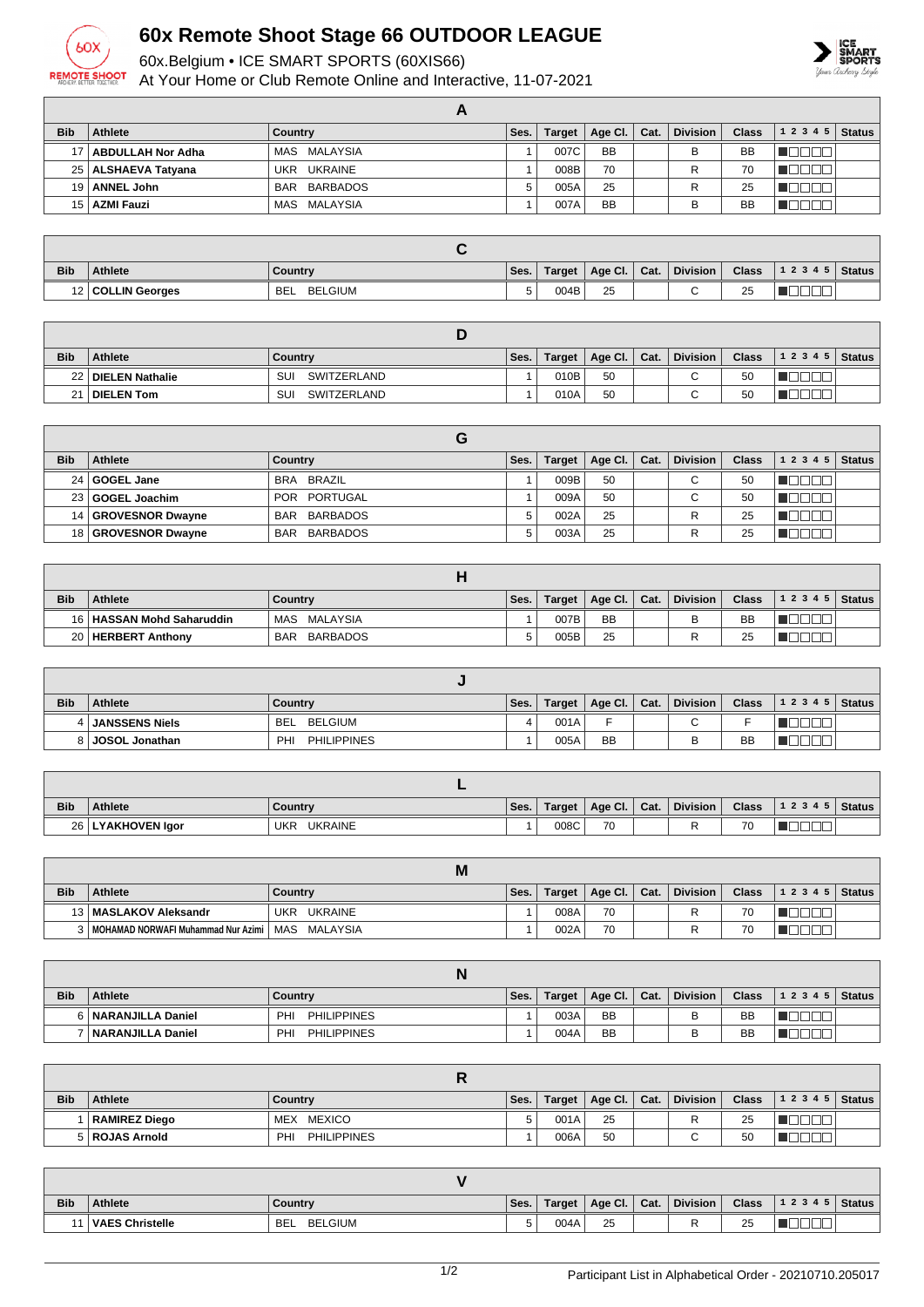# 60x Remote Shoot Stage 66 OUTDOOR LEAGUE

60x.Belgium • ICE SMART SPORTS (60XIS66)

At Your Home or Club Remote Online and Interactive, 11-07-2021

## A

| Bib | Athlete | Country | Ses. | Target | Age Cl. | Cat. | Division | Class | 1 2 3 4 5 | Status |
|---|---|---|---|---|---|---|---|---|---|---|
| 17 | ABDULLAH Nor Adha | MAS MALAYSIA | 1 | 007C | BB | | B | BB | | |
| 25 | ALSHAEVA Tatyana | UKR UKRAINE | 1 | 008B | 70 | | R | 70 | | |
| 19 | ANNEL John | BAR BARBADOS | 5 | 005A | 25 | | R | 25 | | |
| 15 | AZMI Fauzi | MAS MALAYSIA | 1 | 007A | BB | | B | BB | | |

## C

| Bib | Athlete | Country | Ses. | Target | Age Cl. | Cat. | Division | Class | 1 2 3 4 5 | Status |
|---|---|---|---|---|---|---|---|---|---|---|
| 12 | COLLIN Georges | BEL BELGIUM | 5 | 004B | 25 | | C | 25 | | |

## D

| Bib | Athlete | Country | Ses. | Target | Age Cl. | Cat. | Division | Class | 1 2 3 4 5 | Status |
|---|---|---|---|---|---|---|---|---|---|---|
| 22 | DIELEN Nathalie | SUI SWITZERLAND | 1 | 010B | 50 | | C | 50 | | |
| 21 | DIELEN Tom | SUI SWITZERLAND | 1 | 010A | 50 | | C | 50 | | |

## G

| Bib | Athlete | Country | Ses. | Target | Age Cl. | Cat. | Division | Class | 1 2 3 4 5 | Status |
|---|---|---|---|---|---|---|---|---|---|---|
| 24 | GOGEL Jane | BRA BRAZIL | 1 | 009B | 50 | | C | 50 | | |
| 23 | GOGEL Joachim | POR PORTUGAL | 1 | 009A | 50 | | C | 50 | | |
| 14 | GROVESNOR Dwayne | BAR BARBADOS | 5 | 002A | 25 | | R | 25 | | |
| 18 | GROVESNOR Dwayne | BAR BARBADOS | 5 | 003A | 25 | | R | 25 | | |

## H

| Bib | Athlete | Country | Ses. | Target | Age Cl. | Cat. | Division | Class | 1 2 3 4 5 | Status |
|---|---|---|---|---|---|---|---|---|---|---|
| 16 | HASSAN Mohd Saharuddin | MAS MALAYSIA | 1 | 007B | BB | | B | BB | | |
| 20 | HERBERT Anthony | BAR BARBADOS | 5 | 005B | 25 | | R | 25 | | |

## J

| Bib | Athlete | Country | Ses. | Target | Age Cl. | Cat. | Division | Class | 1 2 3 4 5 | Status |
|---|---|---|---|---|---|---|---|---|---|---|
| 4 | JANSSENS Niels | BEL BELGIUM | 4 | 001A | F | | C | F | | |
| 8 | JOSOL Jonathan | PHI PHILIPPINES | 1 | 005A | BB | | B | BB | | |

## L

| Bib | Athlete | Country | Ses. | Target | Age Cl. | Cat. | Division | Class | 1 2 3 4 5 | Status |
|---|---|---|---|---|---|---|---|---|---|---|
| 26 | LYAKHOVEN Igor | UKR UKRAINE | 1 | 008C | 70 | | R | 70 | | |

## M

| Bib | Athlete | Country | Ses. | Target | Age Cl. | Cat. | Division | Class | 1 2 3 4 5 | Status |
|---|---|---|---|---|---|---|---|---|---|---|
| 13 | MASLAKOV Aleksandr | UKR UKRAINE | 1 | 008A | 70 | | R | 70 | | |
| 3 | MOHAMAD NORWAFI Muhammad Nur Azimi | MAS MALAYSIA | 1 | 002A | 70 | | R | 70 | | |

## N

| Bib | Athlete | Country | Ses. | Target | Age Cl. | Cat. | Division | Class | 1 2 3 4 5 | Status |
|---|---|---|---|---|---|---|---|---|---|---|
| 6 | NARANJILLA Daniel | PHI PHILIPPINES | 1 | 003A | BB | | B | BB | | |
| 7 | NARANJILLA Daniel | PHI PHILIPPINES | 1 | 004A | BB | | B | BB | | |

## R

| Bib | Athlete | Country | Ses. | Target | Age Cl. | Cat. | Division | Class | 1 2 3 4 5 | Status |
|---|---|---|---|---|---|---|---|---|---|---|
| 1 | RAMIREZ Diego | MEX MEXICO | 5 | 001A | 25 | | R | 25 | | |
| 5 | ROJAS Arnold | PHI PHILIPPINES | 1 | 006A | 50 | | C | 50 | | |

## V

| Bib | Athlete | Country | Ses. | Target | Age Cl. | Cat. | Division | Class | 1 2 3 4 5 | Status |
|---|---|---|---|---|---|---|---|---|---|---|
| 11 | VAES Christelle | BEL BELGIUM | 5 | 004A | 25 | | R | 25 | | |

Participant List in Alphabetical Order - 20210710.205017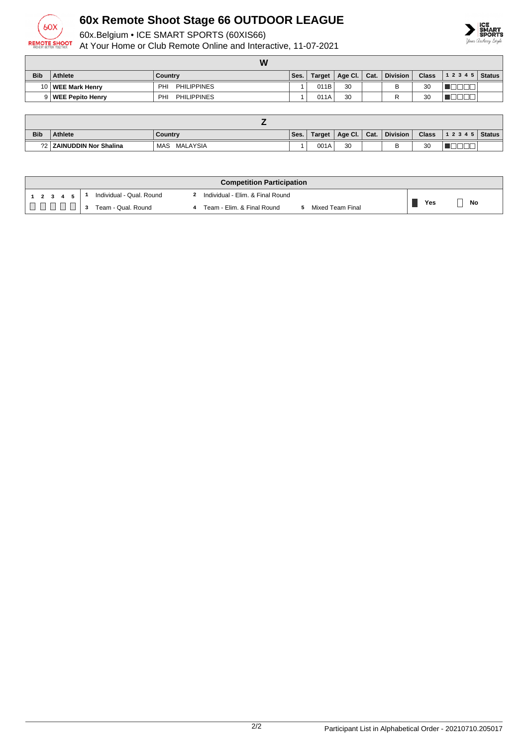# 60x Remote Shoot Stage 66 OUTDOOR LEAGUE

60x.Belgium • ICE SMART SPORTS (60XIS66)

At Your Home or Club Remote Online and Interactive, 11-07-2021

**W**

| Bib | Athlete | Country | Ses. | Target | Age Cl. | Cat. | Division | Class | 1 2 3 4 5 | Status |
|---|---|---|---|---|---|---|---|---|---|---|
| 10 | **WEE Mark Henry** | PHI PHILIPPINES | 1 | 011B | 30 | | B | 30 | ■□□□□ | |
| 9 | **WEE Pepito Henry** | PHI PHILIPPINES | 1 | 011A | 30 | | R | 30 | ■□□□□ | |

**Z**

| Bib | Athlete | Country | Ses. | Target | Age Cl. | Cat. | Division | Class | 1 2 3 4 5 | Status |
|---|---|---|---|---|---|---|---|---|---|---|
| ?2 | **ZAINUDDIN Nor Shalina** | MAS MALAYSIA | 1 | 001A | 30 | | B | 30 | ■□□□□ | |

**Competition Participation**

| 1 2 3 4 5 | | | | |
|---|---|---|---|---|
| □ □ □ □ □ | 1 Individual - Qual. Round | 2 Individual - Elim. & Final Round | | ■ Yes □ No |
| | 3 Team - Qual. Round | 4 Team - Elim. & Final Round | 5 Mixed Team Final | |

Participant List in Alphabetical Order - 20210710.205017